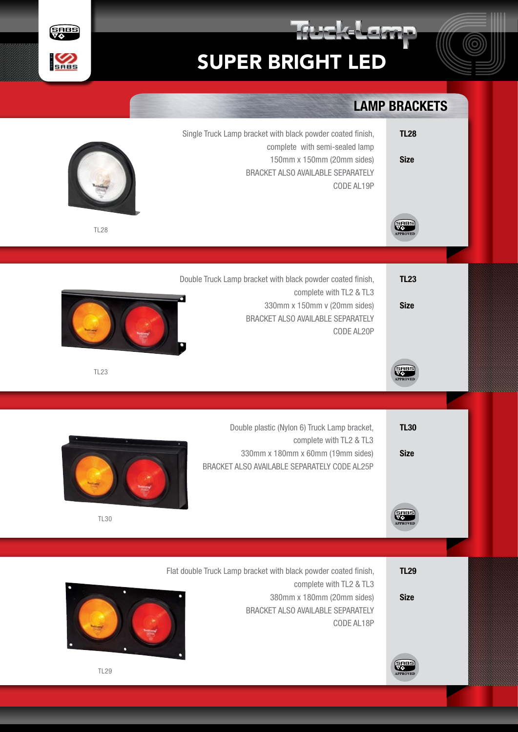# Truck-Lamp

## SUPER BRIGHT LED

### LAMP BRACKETS

**TL28**

Single Truck Lamp bracket with black powder coated finish, complete with semi-sealed lamp

**Size**

150mm x 150mm (20mm sides)

BRACKET ALSO AVAILABLE SEPARATELY CODE AL19P

SABS APPROVED

TL28

**TL23**

Double Truck Lamp bracket with black powder coated finish, complete with TL2 & TL3

**Size**

330mm x 150mm v (20mm sides)

BRACKET ALSO AVAILABLE SEPARATELY CODE AL20P

SABS APPROVED

TL23

**TL30**

Double plastic (Nylon 6) Truck Lamp bracket, complete with TL2 & TL3

**Size**

330mm x 180mm x 60mm (19mm sides)

BRACKET ALSO AVAILABLE SEPARATELY CODE AL25P

SABS APPROVED

TL30

**TL29**

Flat double Truck Lamp bracket with black powder coated finish, complete with TL2 & TL3

**Size**

380mm x 180mm (20mm sides)

BRACKET ALSO AVAILABLE SEPARATELY CODE AL18P

SABS APPROVED

TL29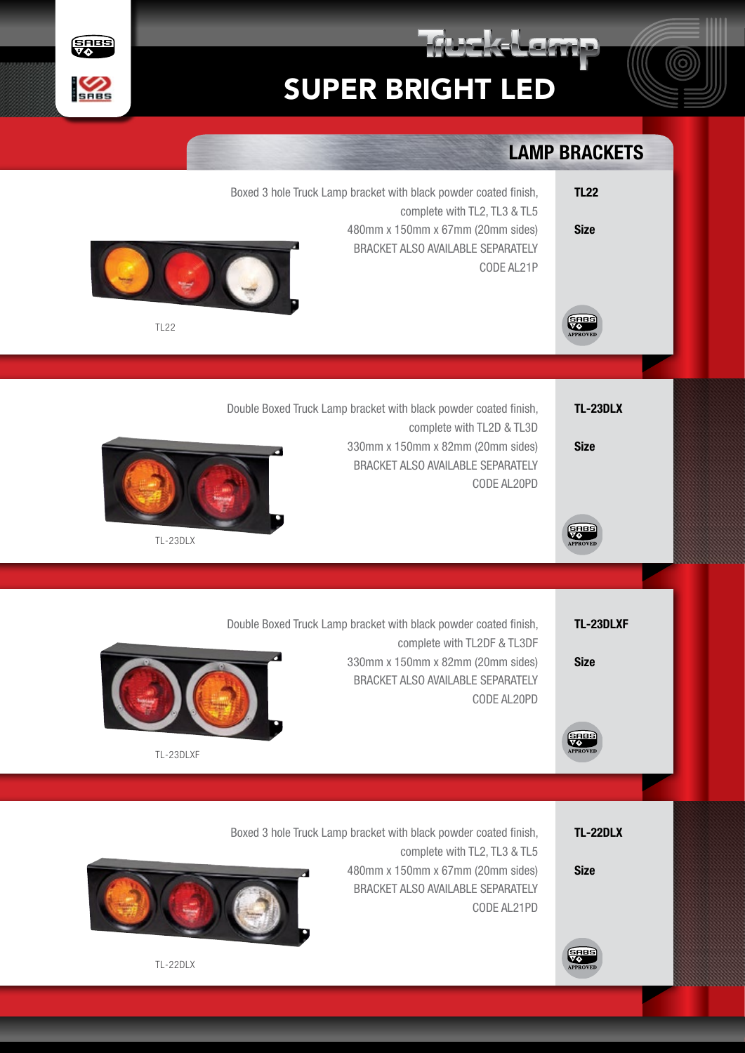# Truck-Lamp

## SUPER BRIGHT LED

### LAMP BRACKETS

**TL22**

Boxed 3 hole Truck Lamp bracket with black powder coated finish, complete with TL2, TL3 & TL5

**Size**

480mm x 150mm x 67mm (20mm sides)
BRACKET ALSO AVAILABLE SEPARATELY
CODE AL21P

TL22

SABS APPROVED

**TL-23DLX**

Double Boxed Truck Lamp bracket with black powder coated finish, complete with TL2D & TL3D

**Size**

330mm x 150mm x 82mm (20mm sides)
BRACKET ALSO AVAILABLE SEPARATELY
CODE AL20PD

TL-23DLX

SABS APPROVED

**TL-23DLXF**

Double Boxed Truck Lamp bracket with black powder coated finish, complete with TL2DF & TL3DF

**Size**

330mm x 150mm x 82mm (20mm sides)
BRACKET ALSO AVAILABLE SEPARATELY
CODE AL20PD

TL-23DLXF

SABS APPROVED

**TL-22DLX**

Boxed 3 hole Truck Lamp bracket with black powder coated finish, complete with TL2, TL3 & TL5

**Size**

480mm x 150mm x 67mm (20mm sides)
BRACKET ALSO AVAILABLE SEPARATELY
CODE AL21PD

TL-22DLX

SABS APPROVED